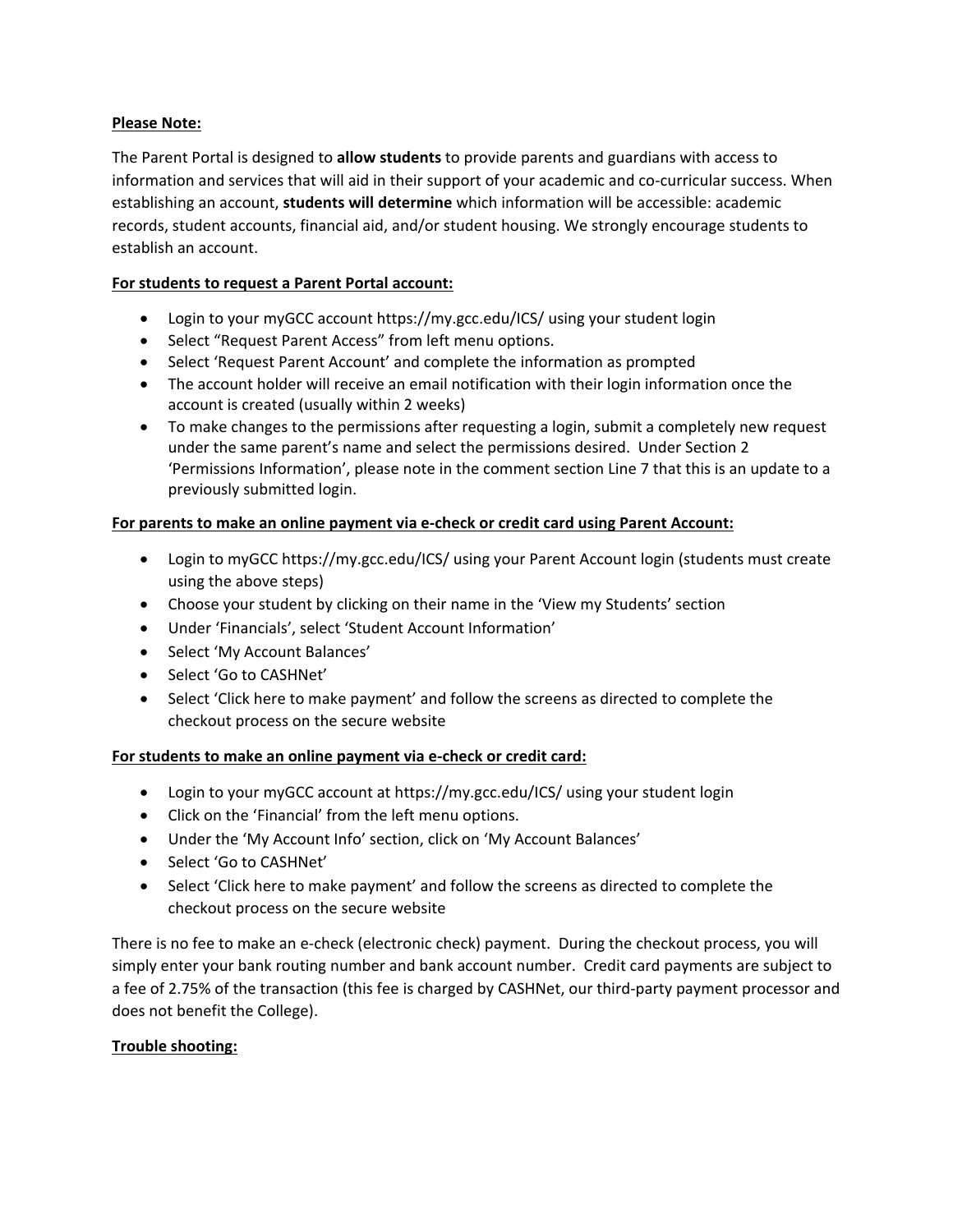**Please Note:**

The Parent Portal is designed to **allow students** to provide parents and guardians with access to information and services that will aid in their support of your academic and co-curricular success. When establishing an account, **students will determine** which information will be accessible: academic records, student accounts, financial aid, and/or student housing. We strongly encourage students to establish an account.

**For students to request a Parent Portal account:**

- Login to your myGCC account https://my.gcc.edu/ICS/ using your student login
- Select "Request Parent Access" from left menu options.
- Select 'Request Parent Account' and complete the information as prompted
- The account holder will receive an email notification with their login information once the account is created (usually within 2 weeks)
- To make changes to the permissions after requesting a login, submit a completely new request under the same parent's name and select the permissions desired. Under Section 2 'Permissions Information', please note in the comment section Line 7 that this is an update to a previously submitted login.

**For parents to make an online payment via e-check or credit card using Parent Account:**

- Login to myGCC https://my.gcc.edu/ICS/ using your Parent Account login (students must create using the above steps)
- Choose your student by clicking on their name in the 'View my Students' section
- Under 'Financials', select 'Student Account Information'
- Select 'My Account Balances'
- Select 'Go to CASHNet'
- Select 'Click here to make payment' and follow the screens as directed to complete the checkout process on the secure website

**For students to make an online payment via e-check or credit card:**

- Login to your myGCC account at https://my.gcc.edu/ICS/ using your student login
- Click on the 'Financial' from the left menu options.
- Under the 'My Account Info' section, click on 'My Account Balances'
- Select 'Go to CASHNet'
- Select 'Click here to make payment' and follow the screens as directed to complete the checkout process on the secure website

There is no fee to make an e-check (electronic check) payment. During the checkout process, you will simply enter your bank routing number and bank account number. Credit card payments are subject to a fee of 2.75% of the transaction (this fee is charged by CASHNet, our third-party payment processor and does not benefit the College).

**Trouble shooting:**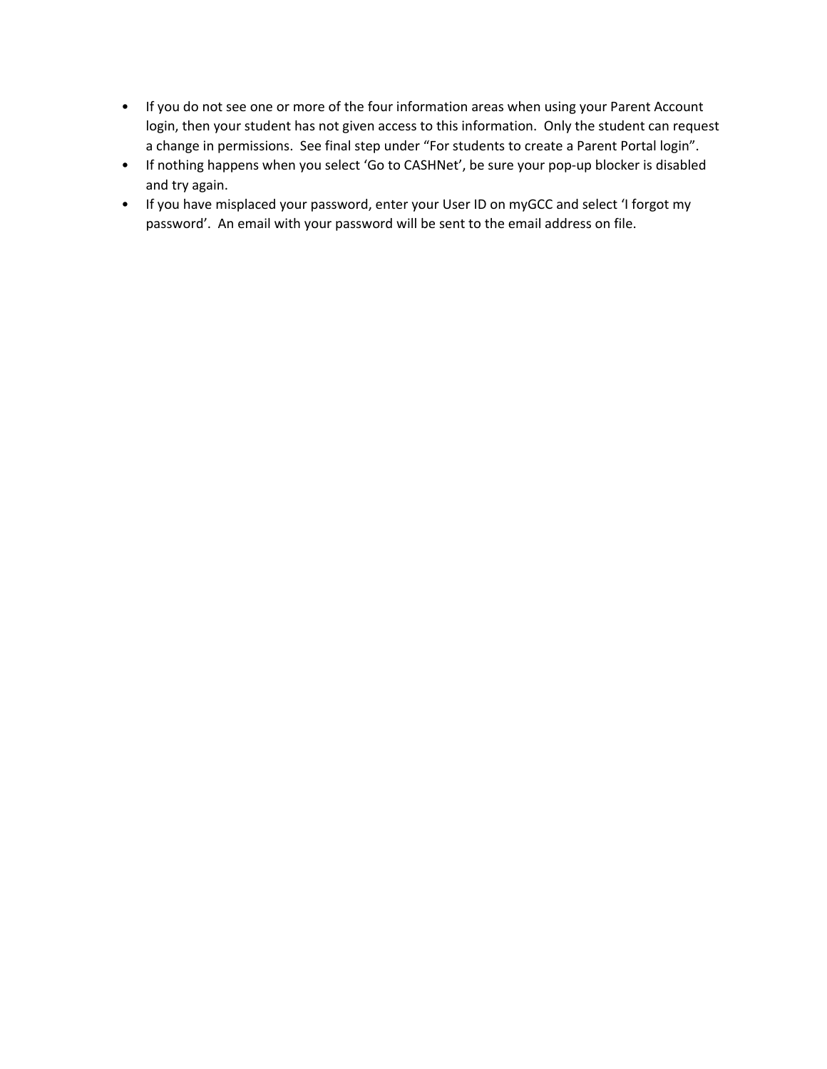- If you do not see one or more of the four information areas when using your Parent Account login, then your student has not given access to this information. Only the student can request a change in permissions. See final step under “For students to create a Parent Portal login”.
- If nothing happens when you select ‘Go to CASHNet’, be sure your pop-up blocker is disabled and try again.
- If you have misplaced your password, enter your User ID on myGCC and select ‘I forgot my password’. An email with your password will be sent to the email address on file.